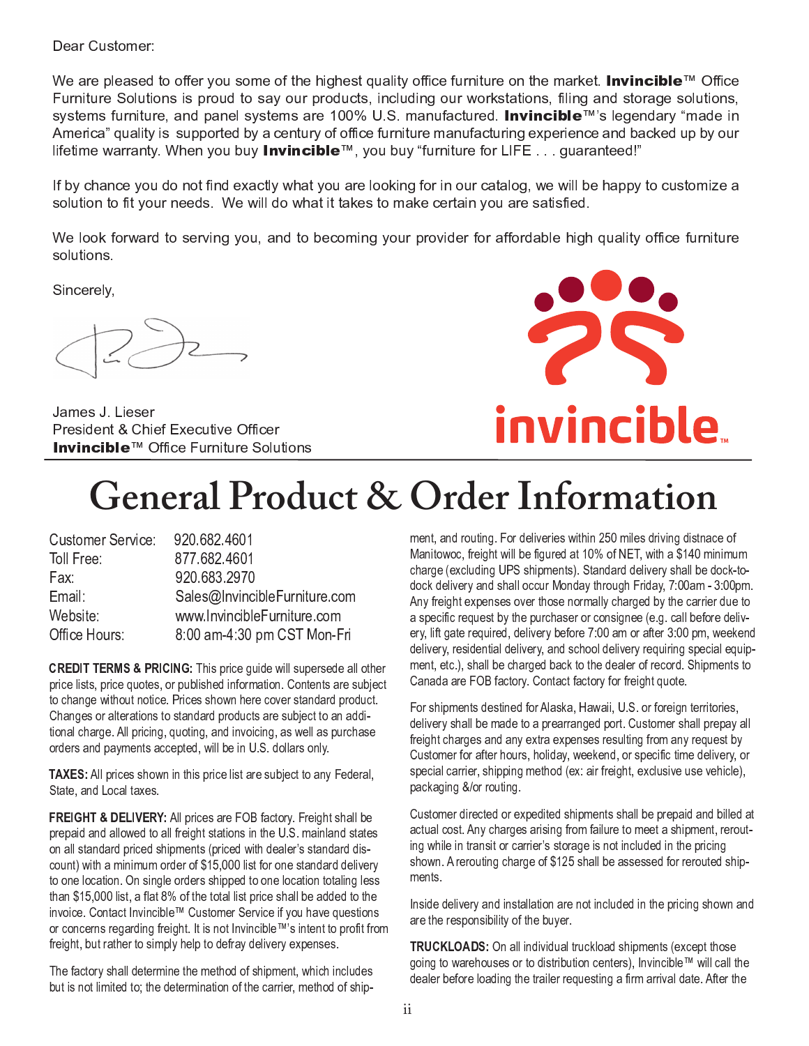Dear Customer:

We are pleased to offer you some of the highest quality office furniture on the market. **Invincible**™ Office Furniture Solutions is proud to say our products, including our workstations, filing and storage solutions, systems furniture, and panel systems are 100% U.S. manufactured. **Invincible**™'s legendary "made in America" quality is supported by a century of office furniture manufacturing experience and backed up by our lifetime warranty. When you buy **Invincible**™, you buy "furniture for LIFE . . . guaranteed!"

If by chance you do not find exactly what you are looking for in our catalog, we will be happy to customize a solution to fit your needs. We will do what it takes to make certain you are satisfied.

We look forward to serving you, and to becoming your provider for affordable high quality office furniture solutions.

Sincerely,

James J. Lieser
President & Chief Executive Officer
**Invincible**™ Office Furniture Solutions

invincible™

# General Product & Order Information

| | |
|---|---|
| Customer Service: | 920.682.4601 |
| Toll Free: | 877.682.4601 |
| Fax: | 920.683.2970 |
| Email: | Sales@InvincibleFurniture.com |
| Website: | www.InvincibleFurniture.com |
| Office Hours: | 8:00 am-4:30 pm CST Mon-Fri |

**CREDIT TERMS & PRICING:** This price guide will supersede all other price lists, price quotes, or published information. Contents are subject to change without notice. Prices shown here cover standard product. Changes or alterations to standard products are subject to an additional charge. All pricing, quoting, and invoicing, as well as purchase orders and payments accepted, will be in U.S. dollars only.

**TAXES:** All prices shown in this price list are subject to any Federal, State, and Local taxes.

**FREIGHT & DELIVERY:** All prices are FOB factory. Freight shall be prepaid and allowed to all freight stations in the U.S. mainland states on all standard priced shipments (priced with dealer's standard discount) with a minimum order of $15,000 list for one standard delivery to one location. On single orders shipped to one location totaling less than $15,000 list, a flat 8% of the total list price shall be added to the invoice. Contact Invincible™ Customer Service if you have questions or concerns regarding freight. It is not Invincible™'s intent to profit from freight, but rather to simply help to defray delivery expenses.

The factory shall determine the method of shipment, which includes but is not limited to; the determination of the carrier, method of shipment, and routing. For deliveries within 250 miles driving distnace of Manitowoc, freight will be figured at 10% of NET, with a $140 minimum charge (excluding UPS shipments). Standard delivery shall be dock-to-dock delivery and shall occur Monday through Friday, 7:00am - 3:00pm. Any freight expenses over those normally charged by the carrier due to a specific request by the purchaser or consignee (e.g. call before delivery, lift gate required, delivery before 7:00 am or after 3:00 pm, weekend delivery, residential delivery, and school delivery requiring special equipment, etc.), shall be charged back to the dealer of record. Shipments to Canada are FOB factory. Contact factory for freight quote.

For shipments destined for Alaska, Hawaii, U.S. or foreign territories, delivery shall be made to a prearranged port. Customer shall prepay all freight charges and any extra expenses resulting from any request by Customer for after hours, holiday, weekend, or specific time delivery, or special carrier, shipping method (ex: air freight, exclusive use vehicle), packaging &/or routing.

Customer directed or expedited shipments shall be prepaid and billed at actual cost. Any charges arising from failure to meet a shipment, rerouting while in transit or carrier's storage is not included in the pricing shown. A rerouting charge of $125 shall be assessed for rerouted shipments.

Inside delivery and installation are not included in the pricing shown and are the responsibility of the buyer.

**TRUCKLOADS:** On all individual truckload shipments (except those going to warehouses or to distribution centers), Invincible™ will call the dealer before loading the trailer requesting a firm arrival date. After the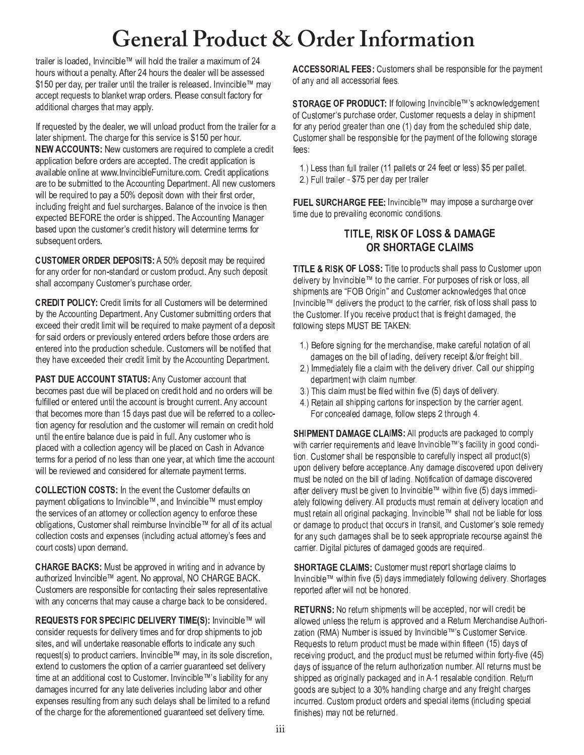# General Product & Order Information

trailer is loaded, Invincible™ will hold the trailer a maximum of 24 hours without a penalty. After 24 hours the dealer will be assessed $150 per day, per trailer until the trailer is released. Invincible™ may accept requests to blanket wrap orders. Please consult factory for additional charges that may apply.

If requested by the dealer, we will unload product from the trailer for a later shipment. The charge for this service is $150 per hour.

**NEW ACCOUNTS:** New customers are required to complete a credit application before orders are accepted. The credit application is available online at www.InvincibleFurniture.com. Credit applications are to be submitted to the Accounting Department. All new customers will be required to pay a 50% deposit down with their first order, including freight and fuel surcharges. Balance of the invoice is then expected BEFORE the order is shipped. The Accounting Manager based upon the customer's credit history will determine terms for subsequent orders.

**CUSTOMER ORDER DEPOSITS:** A 50% deposit may be required for any order for non-standard or custom product. Any such deposit shall accompany Customer's purchase order.

**CREDIT POLICY:** Credit limits for all Customers will be determined by the Accounting Department. Any Customer submitting orders that exceed their credit limit will be required to make payment of a deposit for said orders or previously entered orders before those orders are entered into the production schedule. Customers will be notified that they have exceeded their credit limit by the Accounting Department.

**PAST DUE ACCOUNT STATUS:** Any Customer account that becomes past due will be placed on credit hold and no orders will be fulfilled or entered until the account is brought current. Any account that becomes more than 15 days past due will be referred to a collection agency for resolution and the customer will remain on credit hold until the entire balance due is paid in full. Any customer who is placed with a collection agency will be placed on Cash in Advance terms for a period of no less than one year, at which time the account will be reviewed and considered for alternate payment terms.

**COLLECTION COSTS:** In the event the Customer defaults on payment obligations to Invincible™, and Invincible™ must employ the services of an attorney or collection agency to enforce these obligations, Customer shall reimburse Invincible™ for all of its actual collection costs and expenses (including actual attorney's fees and court costs) upon demand.

**CHARGE BACKS:** Must be approved in writing and in advance by authorized Invincible™ agent. No approval, NO CHARGE BACK. Customers are responsible for contacting their sales representative with any concerns that may cause a charge back to be considered.

**REQUESTS FOR SPECIFIC DELIVERY TIME(S):** Invincible™ will consider requests for delivery times and for drop shipments to job sites, and will undertake reasonable efforts to indicate any such request(s) to product carriers. Invincible™ may, in its sole discretion, extend to customers the option of a carrier guaranteed set delivery time at an additional cost to Customer. Invincible™'s liability for any damages incurred for any late deliveries including labor and other expenses resulting from any such delays shall be limited to a refund of the charge for the aforementioned guaranteed set delivery time.

**ACCESSORIAL FEES:** Customers shall be responsible for the payment of any and all accessorial fees.

**STORAGE OF PRODUCT:** If following Invincible™'s acknowledgement of Customer's purchase order, Customer requests a delay in shipment for any period greater than one (1) day from the scheduled ship date, Customer shall be responsible for the payment of the following storage fees:

1.) Less than full trailer (11 pallets or 24 feet or less) $5 per pallet.
2.) Full trailer - $75 per day per trailer

**FUEL SURCHARGE FEE:** Invincible™ may impose a surcharge over time due to prevailing economic conditions.

## TITLE, RISK OF LOSS & DAMAGE OR SHORTAGE CLAIMS

**TITLE & RISK OF LOSS:** Title to products shall pass to Customer upon delivery by Invincible™ to the carrier. For purposes of risk or loss, all shipments are "FOB Origin" and Customer acknowledges that once Invincible™ delivers the product to the carrier, risk of loss shall pass to the Customer. If you receive product that is freight damaged, the following steps MUST BE TAKEN:

1.) Before signing for the merchandise, make careful notation of all damages on the bill of lading, delivery receipt &/or freight bill.
2.) Immediately file a claim with the delivery driver. Call our shipping department with claim number.
3.) This claim must be filed within five (5) days of delivery.
4.) Retain all shipping cartons for inspection by the carrier agent. For concealed damage, follow steps 2 through 4.

**SHIPMENT DAMAGE CLAIMS:** All products are packaged to comply with carrier requirements and leave Invincible™'s facility in good condition. Customer shall be responsible to carefully inspect all product(s) upon delivery before acceptance. Any damage discovered upon delivery must be noted on the bill of lading. Notification of damage discovered after delivery must be given to Invincible™ within five (5) days immediately following delivery. All products must remain at delivery location and must retain all original packaging. Invincible™ shall not be liable for loss or damage to product that occurs in transit, and Customer's sole remedy for any such damages shall be to seek appropriate recourse against the carrier. Digital pictures of damaged goods are required.

**SHORTAGE CLAIMS:** Customer must report shortage claims to Invincible™ within five (5) days immediately following delivery. Shortages reported after will not be honored.

**RETURNS:** No return shipments will be accepted, nor will credit be allowed unless the return is approved and a Return Merchandise Authorization (RMA) Number is issued by Invincible™'s Customer Service. Requests to return product must be made within fifteen (15) days of receiving product, and the product must be returned within forty-five (45) days of issuance of the return authorization number. All returns must be shipped as originally packaged and in A-1 resalable condition. Return goods are subject to a 30% handling charge and any freight charges incurred. Custom product orders and special items (including special finishes) may not be returned.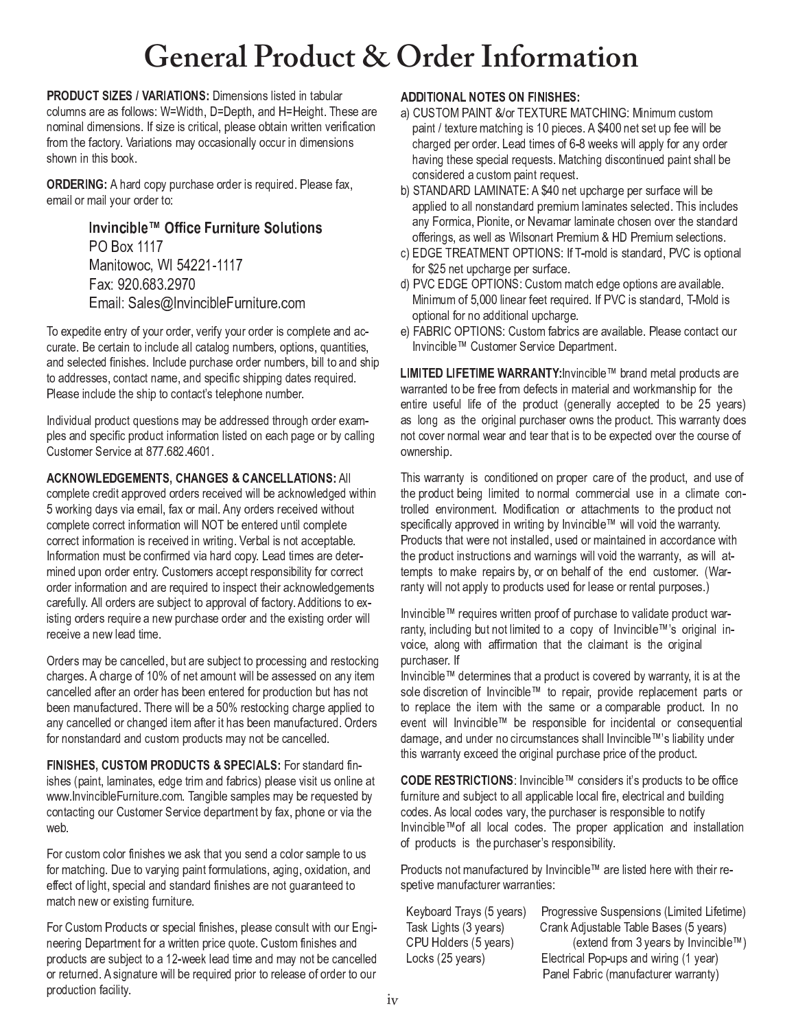# General Product & Order Information

**PRODUCT SIZES / VARIATIONS:** Dimensions listed in tabular columns are as follows: W=Width, D=Depth, and H=Height. These are nominal dimensions. If size is critical, please obtain written verification from the factory. Variations may occasionally occur in dimensions shown in this book.

**ORDERING:** A hard copy purchase order is required. Please fax, email or mail your order to:

> Invincible™ Office Furniture Solutions
> PO Box 1117
> Manitowoc, WI 54221-1117
> Fax: 920.683.2970
> Email: Sales@InvincibleFurniture.com

To expedite entry of your order, verify your order is complete and accurate. Be certain to include all catalog numbers, options, quantities, and selected finishes. Include purchase order numbers, bill to and ship to addresses, contact name, and specific shipping dates required. Please include the ship to contact's telephone number.

Individual product questions may be addressed through order examples and specific product information listed on each page or by calling Customer Service at 877.682.4601.

**ACKNOWLEDGEMENTS, CHANGES & CANCELLATIONS:** All complete credit approved orders received will be acknowledged within 5 working days via email, fax or mail. Any orders received without complete correct information will NOT be entered until complete correct information is received in writing. Verbal is not acceptable. Information must be confirmed via hard copy. Lead times are determined upon order entry. Customers accept responsibility for correct order information and are required to inspect their acknowledgements carefully. All orders are subject to approval of factory. Additions to existing orders require a new purchase order and the existing order will receive a new lead time.

Orders may be cancelled, but are subject to processing and restocking charges. A charge of 10% of net amount will be assessed on any item cancelled after an order has been entered for production but has not been manufactured. There will be a 50% restocking charge applied to any cancelled or changed item after it has been manufactured. Orders for nonstandard and custom products may not be cancelled.

**FINISHES, CUSTOM PRODUCTS & SPECIALS:** For standard finishes (paint, laminates, edge trim and fabrics) please visit us online at www.InvincibleFurniture.com. Tangible samples may be requested by contacting our Customer Service department by fax, phone or via the web.

For custom color finishes we ask that you send a color sample to us for matching. Due to varying paint formulations, aging, oxidation, and effect of light, special and standard finishes are not guaranteed to match new or existing furniture.

For Custom Products or special finishes, please consult with our Engineering Department for a written price quote. Custom finishes and products are subject to a 12-week lead time and may not be cancelled or returned. A signature will be required prior to release of order to our production facility.

**ADDITIONAL NOTES ON FINISHES:**

a) CUSTOM PAINT &/or TEXTURE MATCHING: Minimum custom paint / texture matching is 10 pieces. A $400 net set up fee will be charged per order. Lead times of 6-8 weeks will apply for any order having these special requests. Matching discontinued paint shall be considered a custom paint request.

b) STANDARD LAMINATE: A $40 net upcharge per surface will be applied to all nonstandard premium laminates selected. This includes any Formica, Pionite, or Nevamar laminate chosen over the standard offerings, as well as Wilsonart Premium & HD Premium selections.

c) EDGE TREATMENT OPTIONS: If T-mold is standard, PVC is optional for $25 net upcharge per surface.

d) PVC EDGE OPTIONS: Custom match edge options are available. Minimum of 5,000 linear feet required. If PVC is standard, T-Mold is optional for no additional upcharge.

e) FABRIC OPTIONS: Custom fabrics are available. Please contact our Invincible™ Customer Service Department.

**LIMITED LIFETIME WARRANTY:** Invincible™ brand metal products are warranted to be free from defects in material and workmanship for the entire useful life of the product (generally accepted to be 25 years) as long as the original purchaser owns the product. This warranty does not cover normal wear and tear that is to be expected over the course of ownership.

This warranty is conditioned on proper care of the product, and use of the product being limited to normal commercial use in a climate controlled environment. Modification or attachments to the product not specifically approved in writing by Invincible™ will void the warranty. Products that were not installed, used or maintained in accordance with the product instructions and warnings will void the warranty, as will attempts to make repairs by, or on behalf of the end customer. (Warranty will not apply to products used for lease or rental purposes.)

Invincible™ requires written proof of purchase to validate product warranty, including but not limited to a copy of Invincible™'s original invoice, along with affirmation that the claimant is the original purchaser. If Invincible™ determines that a product is covered by warranty, it is at the sole discretion of Invincible™ to repair, provide replacement parts or to replace the item with the same or a comparable product. In no event will Invincible™ be responsible for incidental or consequential damage, and under no circumstances shall Invincible™'s liability under this warranty exceed the original purchase price of the product.

**CODE RESTRICTIONS**: Invincible™ considers it's products to be office furniture and subject to all applicable local fire, electrical and building codes. As local codes vary, the purchaser is responsible to notify Invincible™of all local codes. The proper application and installation of products is the purchaser's responsibility.

Products not manufactured by Invincible™ are listed here with their respetive manufacturer warranties:

| | |
|---|---|
| Keyboard Trays (5 years) | Progressive Suspensions (Limited Lifetime) |
| Task Lights (3 years) | Crank Adjustable Table Bases (5 years) (extend from 3 years by Invincible™) |
| CPU Holders (5 years) | Electrical Pop-ups and wiring (1 year) |
| Locks (25 years) | Panel Fabric (manufacturer warranty) |